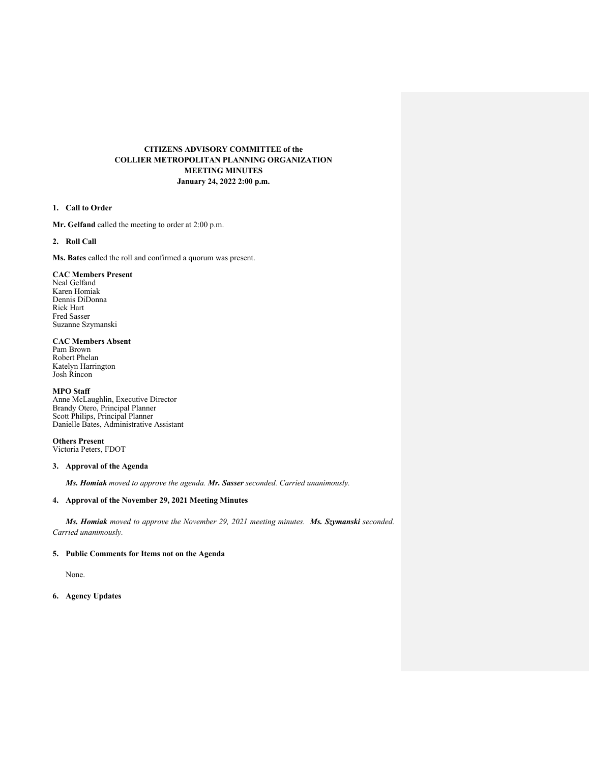**CITIZENS ADVISORY COMMITTEE of the**
**COLLIER METROPOLITAN PLANNING ORGANIZATION**
**MEETING MINUTES**
**January 24, 2022 2:00 p.m.**

## 1. Call to Order

**Mr. Gelfand** called the meeting to order at 2:00 p.m.

## 2. Roll Call

**Ms. Bates** called the roll and confirmed a quorum was present.

**CAC Members Present**
Neal Gelfand
Karen Homiak
Dennis DiDonna
Rick Hart
Fred Sasser
Suzanne Szymanski

**CAC Members Absent**
Pam Brown
Robert Phelan
Katelyn Harrington
Josh Rincon

**MPO Staff**
Anne McLaughlin, Executive Director
Brandy Otero, Principal Planner
Scott Philips, Principal Planner
Danielle Bates, Administrative Assistant

**Others Present**
Victoria Peters, FDOT

## 3. Approval of the Agenda

*__Ms. Homiak__ moved to approve the agenda. __Mr. Sasser__ seconded. Carried unanimously.*

## 4. Approval of the November 29, 2021 Meeting Minutes

*__Ms. Homiak__ moved to approve the November 29, 2021 meeting minutes. __Ms. Szymanski__ seconded. Carried unanimously.*

## 5. Public Comments for Items not on the Agenda

None.

## 6. Agency Updates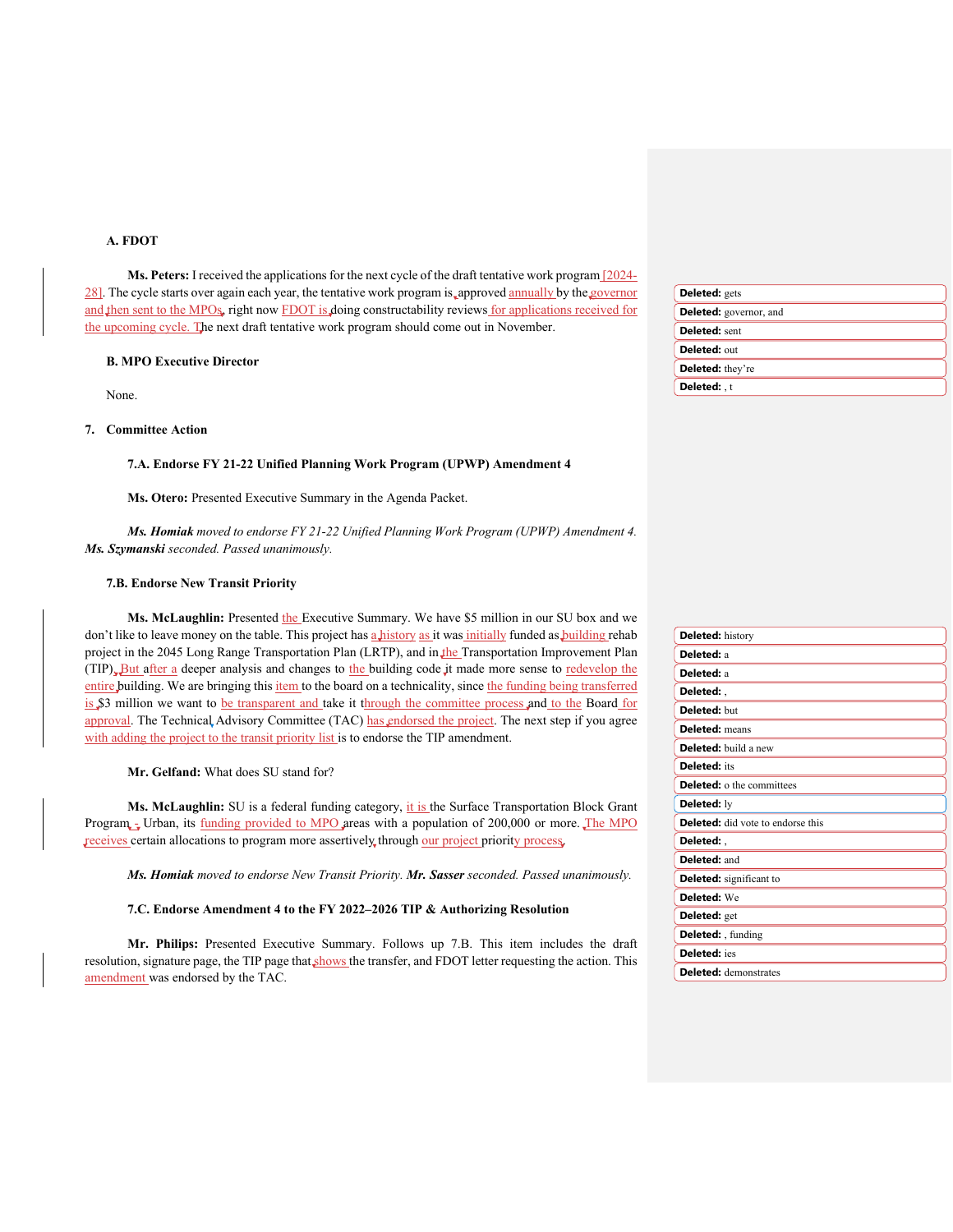### A. FDOT

**Ms. Peters:** I received the applications for the next cycle of the draft tentative work program [2024-28]. The cycle starts over again each year, the tentative work program is approved annually by the governor and then sent to the MPOs, right now FDOT is doing constructability reviews for applications received for the upcoming cycle. The next draft tentative work program should come out in November.

### B. MPO Executive Director

None.

## 7. Committee Action

### 7.A. Endorse FY 21-22 Unified Planning Work Program (UPWP) Amendment 4

**Ms. Otero:** Presented Executive Summary in the Agenda Packet.

***Ms. Homiak*** *moved to endorse FY 21-22 Unified Planning Work Program (UPWP) Amendment 4.* ***Ms. Szymanski*** *seconded. Passed unanimously.*

### 7.B. Endorse New Transit Priority

**Ms. McLaughlin:** Presented the Executive Summary. We have $5 million in our SU box and we don't like to leave money on the table. This project has a history as it was initially funded as building rehab project in the 2045 Long Range Transportation Plan (LRTP), and in the Transportation Improvement Plan (TIP). But after a deeper analysis and changes to the building code it made more sense to redevelop the entire building. We are bringing this item to the board on a technicality, since the funding being transferred is $3 million we want to be transparent and take it through the committee process and to the Board for approval. The Technical Advisory Committee (TAC) has endorsed the project. The next step if you agree with adding the project to the transit priority list is to endorse the TIP amendment.

**Mr. Gelfand:** What does SU stand for?

**Ms. McLaughlin:** SU is a federal funding category, it is the Surface Transportation Block Grant Program - Urban, its funding provided to MPO areas with a population of 200,000 or more. The MPO receives certain allocations to program more assertively through our project priority process.

***Ms. Homiak*** *moved to endorse New Transit Priority.* ***Mr. Sasser*** *seconded. Passed unanimously.*

### 7.C. Endorse Amendment 4 to the FY 2022–2026 TIP & Authorizing Resolution

**Mr. Philips:** Presented Executive Summary. Follows up 7.B. This item includes the draft resolution, signature page, the TIP page that shows the transfer, and FDOT letter requesting the action. This amendment was endorsed by the TAC.

Deleted: gets
Deleted: governor, and
Deleted: sent
Deleted: out
Deleted: they're
Deleted: , t
Deleted: history
Deleted: a
Deleted: a
Deleted: ,
Deleted: but
Deleted: means
Deleted: build a new
Deleted: its
Deleted: o the committees
Deleted: ly
Deleted: did vote to endorse this
Deleted: ,
Deleted: and
Deleted: significant to
Deleted: We
Deleted: get
Deleted: , funding
Deleted: ies
Deleted: demonstrates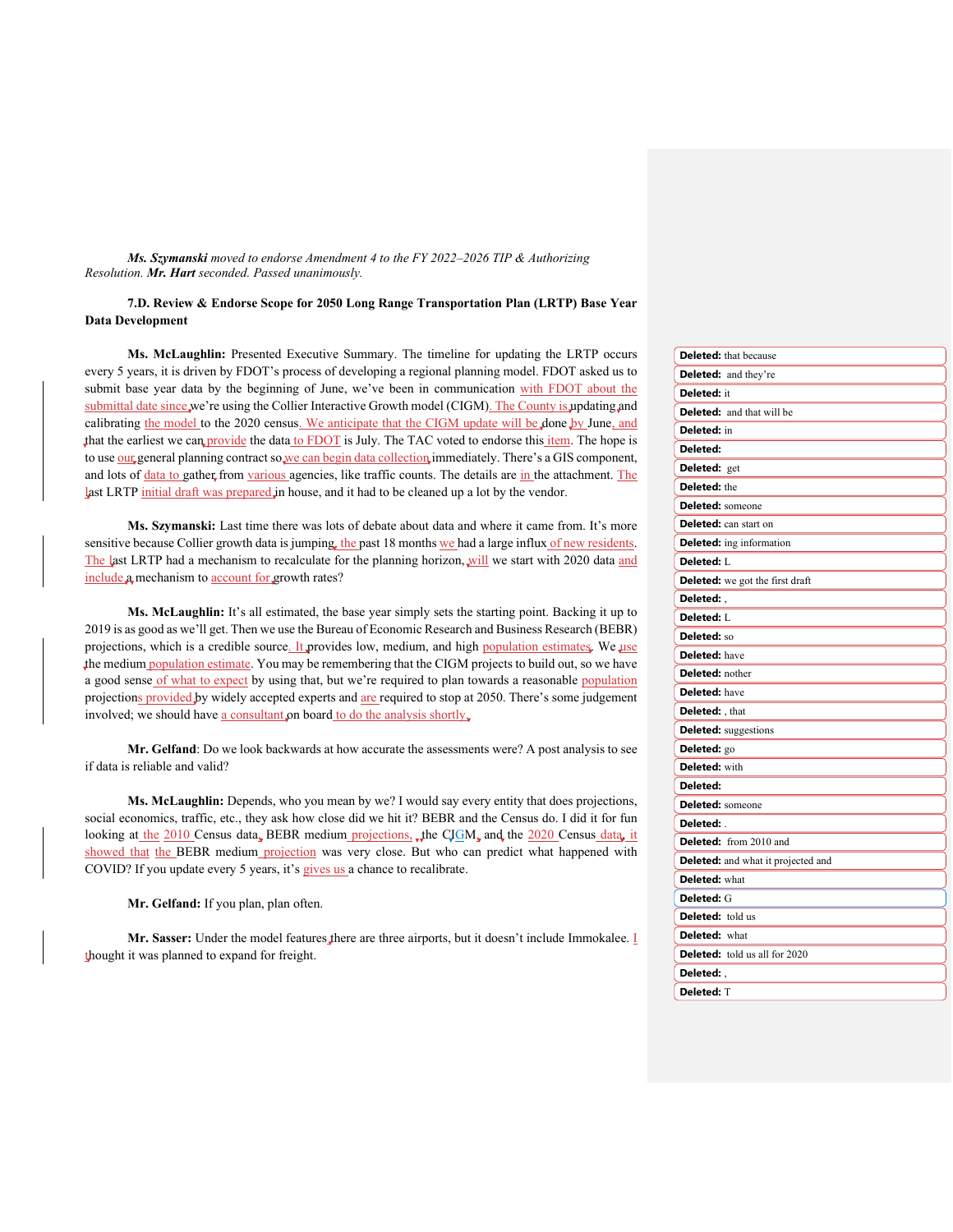*Ms. Szymanski moved to endorse Amendment 4 to the FY 2022–2026 TIP & Authorizing Resolution. Mr. Hart seconded. Passed unanimously.*

**7.D. Review & Endorse Scope for 2050 Long Range Transportation Plan (LRTP) Base Year Data Development**

**Ms. McLaughlin:** Presented Executive Summary. The timeline for updating the LRTP occurs every 5 years, it is driven by FDOT's process of developing a regional planning model. FDOT asked us to submit base year data by the beginning of June, we've been in communication with FDOT about the submittal date since we're using the Collier Interactive Growth model (CIGM). The County is updating and calibrating the model to the 2020 census. We anticipate that the CIGM update will be done by June, and that the earliest we can provide the data to FDOT is July. The TAC voted to endorse this item. The hope is to use our general planning contract so we can begin data collection immediately. There's a GIS component, and lots of data to gather from various agencies, like traffic counts. The details are in the attachment. The last LRTP initial draft was prepared in house, and it had to be cleaned up a lot by the vendor.

**Ms. Szymanski:** Last time there was lots of debate about data and where it came from. It's more sensitive because Collier growth data is jumping, the past 18 months we had a large influx of new residents. The last LRTP had a mechanism to recalculate for the planning horizon, will we start with 2020 data and include a mechanism to account for growth rates?

**Ms. McLaughlin:** It's all estimated, the base year simply sets the starting point. Backing it up to 2019 is as good as we'll get. Then we use the Bureau of Economic Research and Business Research (BEBR) projections, which is a credible source. It provides low, medium, and high population estimates. We use the medium population estimate. You may be remembering that the CIGM projects to build out, so we have a good sense of what to expect by using that, but we're required to plan towards a reasonable population projections provided by widely accepted experts and are required to stop at 2050. There's some judgement involved; we should have a consultant on board to do the analysis shortly.

**Mr. Gelfand**: Do we look backwards at how accurate the assessments were? A post analysis to see if data is reliable and valid?

**Ms. McLaughlin:** Depends, who you mean by we? I would say every entity that does projections, social economics, traffic, etc., they ask how close did we hit it? BEBR and the Census do. I did it for fun looking at the 2010 Census data, BEBR medium projections, the CIGM, and the 2020 Census data, it showed that the BEBR medium projection was very close. But who can predict what happened with COVID? If you update every 5 years, it's gives us a chance to recalibrate.

**Mr. Gelfand:** If you plan, plan often.

**Mr. Sasser:** Under the model features there are three airports, but it doesn't include Immokalee. I thought it was planned to expand for freight.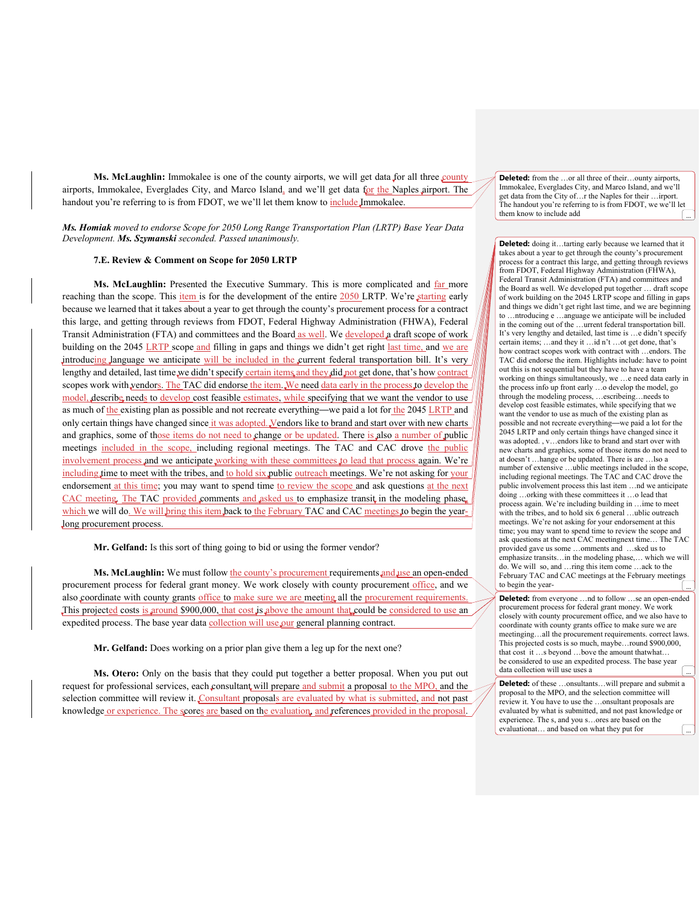**Ms. McLaughlin:** Immokalee is one of the county airports, we will get data for all three county airports, Immokalee, Everglades City, and Marco Island, and we'll get data for the Naples airport. The handout you're referring to is from FDOT, we'll let them know to include Immokalee.

***Ms. Homiak*** *moved to endorse Scope for 2050 Long Range Transportation Plan (LRTP) Base Year Data Development.* ***Ms. Szymanski*** *seconded. Passed unanimously.*

**7.E. Review & Comment on Scope for 2050 LRTP**

**Ms. McLaughlin:** Presented the Executive Summary. This is more complicated and far more reaching than the scope. This item is for the development of the entire 2050 LRTP. We're starting early because we learned that it takes about a year to get through the county's procurement process for a contract this large, and getting through reviews from FDOT, Federal Highway Administration (FHWA), Federal Transit Administration (FTA) and committees and the Board as well. We developed a draft scope of work building on the 2045 LRTP scope and filling in gaps and things we didn't get right last time, and we are introducing language we anticipate will be included in the current federal transportation bill. It's very lengthy and detailed, last time we didn't specify certain items and they did not get done, that's how contract scopes work with vendors. The TAC did endorse the item. We need data early in the process to develop the model, describe needs to develop cost feasible estimates, while specifying that we want the vendor to use as much of the existing plan as possible and not recreate everything—we paid a lot for the 2045 LRTP and only certain things have changed since it was adopted. Vendors like to brand and start over with new charts and graphics, some of those items do not need to change or be updated. There is also a number of public meetings included in the scope, including regional meetings. The TAC and CAC drove the public involvement process and we anticipate working with these committees to lead that process again. We're including time to meet with the tribes, and to hold six public outreach meetings. We're not asking for your endorsement at this time; you may want to spend time to review the scope and ask questions at the next CAC meeting. The TAC provided comments and asked us to emphasize transit in the modeling phase, which we will do. We will bring this item back to the February TAC and CAC meetings to begin the year-long procurement process.

**Mr. Gelfand:** Is this sort of thing going to bid or using the former vendor?

**Ms. McLaughlin:** We must follow the county's procurement requirements and use an open-ended procurement process for federal grant money. We work closely with county procurement office, and we also coordinate with county grants office to make sure we are meeting all the procurement requirements. This projected costs is around $900,000, that cost is above the amount that could be considered to use an expedited process. The base year data collection will use our general planning contract.

**Mr. Gelfand:** Does working on a prior plan give them a leg up for the next one?

**Ms. Otero:** Only on the basis that they could put together a better proposal. When you put out request for professional services, each consultant will prepare and submit a proposal to the MPO, and the selection committee will review it. Consultant proposals are evaluated by what is submitted, and not past knowledge or experience. The scores are based on the evaluation, and references provided in the proposal.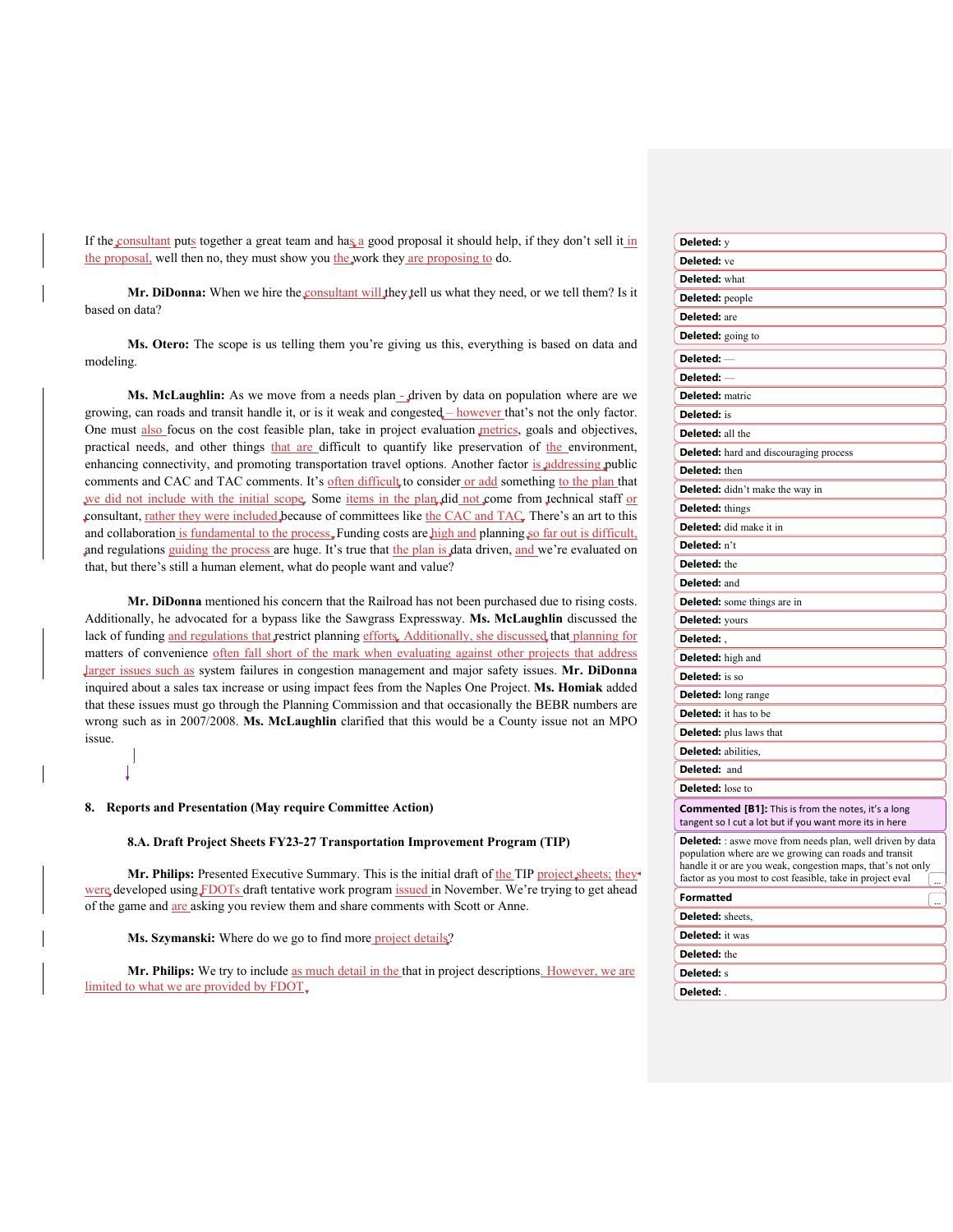If the consultant puts together a great team and has a good proposal it should help, if they don't sell it in the proposal, well then no, they must show you the work they are proposing to do.

**Mr. DiDonna:** When we hire the consultant will they tell us what they need, or we tell them? Is it based on data?

**Ms. Otero:** The scope is us telling them you're giving us this, everything is based on data and modeling.

**Ms. McLaughlin:** As we move from a needs plan - driven by data on population where are we growing, can roads and transit handle it, or is it weak and congested – however that's not the only factor. One must also focus on the cost feasible plan, take in project evaluation metrics, goals and objectives, practical needs, and other things that are difficult to quantify like preservation of the environment, enhancing connectivity, and promoting transportation travel options. Another factor is addressing public comments and CAC and TAC comments. It's often difficult to consider or add something to the plan that we did not include with the initial scope. Some items in the plan did not come from technical staff or consultant, rather they were included because of committees like the CAC and TAC. There's an art to this and collaboration is fundamental to the process. Funding costs are high and planning so far out is difficult, and regulations guiding the process are huge. It's true that the plan is data driven, and we're evaluated on that, but there's still a human element, what do people want and value?

**Mr. DiDonna** mentioned his concern that the Railroad has not been purchased due to rising costs. Additionally, he advocated for a bypass like the Sawgrass Expressway. **Ms. McLaughlin** discussed the lack of funding and regulations that restrict planning efforts. Additionally, she discussed that planning for matters of convenience often fall short of the mark when evaluating against other projects that address larger issues such as system failures in congestion management and major safety issues. **Mr. DiDonna** inquired about a sales tax increase or using impact fees from the Naples One Project. **Ms. Homiak** added that these issues must go through the Planning Commission and that occasionally the BEBR numbers are wrong such as in 2007/2008. **Ms. McLaughlin** clarified that this would be a County issue not an MPO issue.

## 8. Reports and Presentation (May require Committee Action)

### 8.A. Draft Project Sheets FY23-27 Transportation Improvement Program (TIP)

**Mr. Philips:** Presented Executive Summary. This is the initial draft of the TIP project sheets; they were developed using FDOTs draft tentative work program issued in November. We're trying to get ahead of the game and are asking you review them and share comments with Scott or Anne.

**Ms. Szymanski:** Where do we go to find more project details?

**Mr. Philips:** We try to include as much detail in the that in project descriptions. However, we are limited to what we are provided by FDOT.

Deleted: y
Deleted: ve
Deleted: what
Deleted: people
Deleted: are
Deleted: going to
Deleted: —
Deleted: —
Deleted: matric
Deleted: is
Deleted: all the
Deleted: hard and discouraging process
Deleted: then
Deleted: didn't make the way in
Deleted: things
Deleted: did make it in
Deleted: n't
Deleted: the
Deleted: and
Deleted: some things are in
Deleted: yours
Deleted: ,
Deleted: high and
Deleted: is so
Deleted: long range
Deleted: it has to be
Deleted: plus laws that
Deleted: abilities,
Deleted: and
Deleted: lose to
Commented [B1]: This is from the notes, it's a long tangent so I cut a lot but if you want more its in here
Deleted: : aswe move from needs plan, well driven by data population where are we growing can roads and transit handle it or are you weak, congestion maps, that's not only factor as you most to cost feasible, take in project eval ...
Formatted ...
Deleted: sheets,
Deleted: it was
Deleted: the
Deleted: s
Deleted: .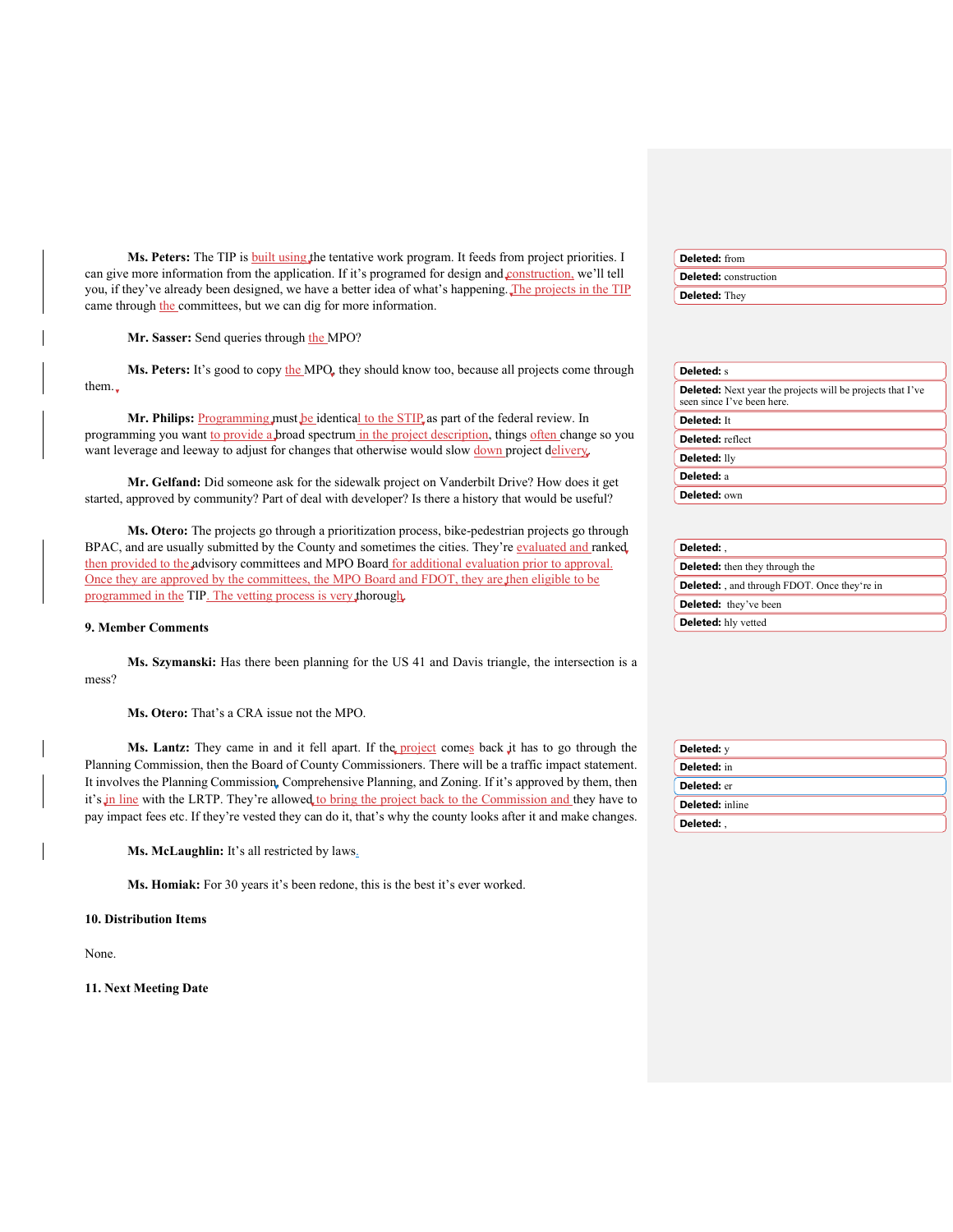**Ms. Peters:** The TIP is built using the tentative work program. It feeds from project priorities. I can give more information from the application. If it's programed for design and construction, we'll tell you, if they've already been designed, we have a better idea of what's happening. The projects in the TIP came through the committees, but we can dig for more information.

**Mr. Sasser:** Send queries through the MPO?

**Ms. Peters:** It's good to copy the MPO, they should know too, because all projects come through them.

**Mr. Philips:** Programming must be identical to the STIP as part of the federal review. In programming you want to provide a broad spectrum in the project description, things often change so you want leverage and leeway to adjust for changes that otherwise would slow down project delivery.

**Mr. Gelfand:** Did someone ask for the sidewalk project on Vanderbilt Drive? How does it get started, approved by community? Part of deal with developer? Is there a history that would be useful?

**Ms. Otero:** The projects go through a prioritization process, bike-pedestrian projects go through BPAC, and are usually submitted by the County and sometimes the cities. They're evaluated and ranked then provided to the advisory committees and MPO Board for additional evaluation prior to approval. Once they are approved by the committees, the MPO Board and FDOT, they are then eligible to be programmed in the TIP. The vetting process is very thorough.

**9. Member Comments**

**Ms. Szymanski:** Has there been planning for the US 41 and Davis triangle, the intersection is a mess?

**Ms. Otero:** That's a CRA issue not the MPO.

**Ms. Lantz:** They came in and it fell apart. If the project comes back it has to go through the Planning Commission, then the Board of County Commissioners. There will be a traffic impact statement. It involves the Planning Commission, Comprehensive Planning, and Zoning. If it's approved by them, then it's in line with the LRTP. They're allowed to bring the project back to the Commission and they have to pay impact fees etc. If they're vested they can do it, that's why the county looks after it and make changes.

**Ms. McLaughlin:** It's all restricted by laws.

**Ms. Homiak:** For 30 years it's been redone, this is the best it's ever worked.

**10. Distribution Items**

None.

**11. Next Meeting Date**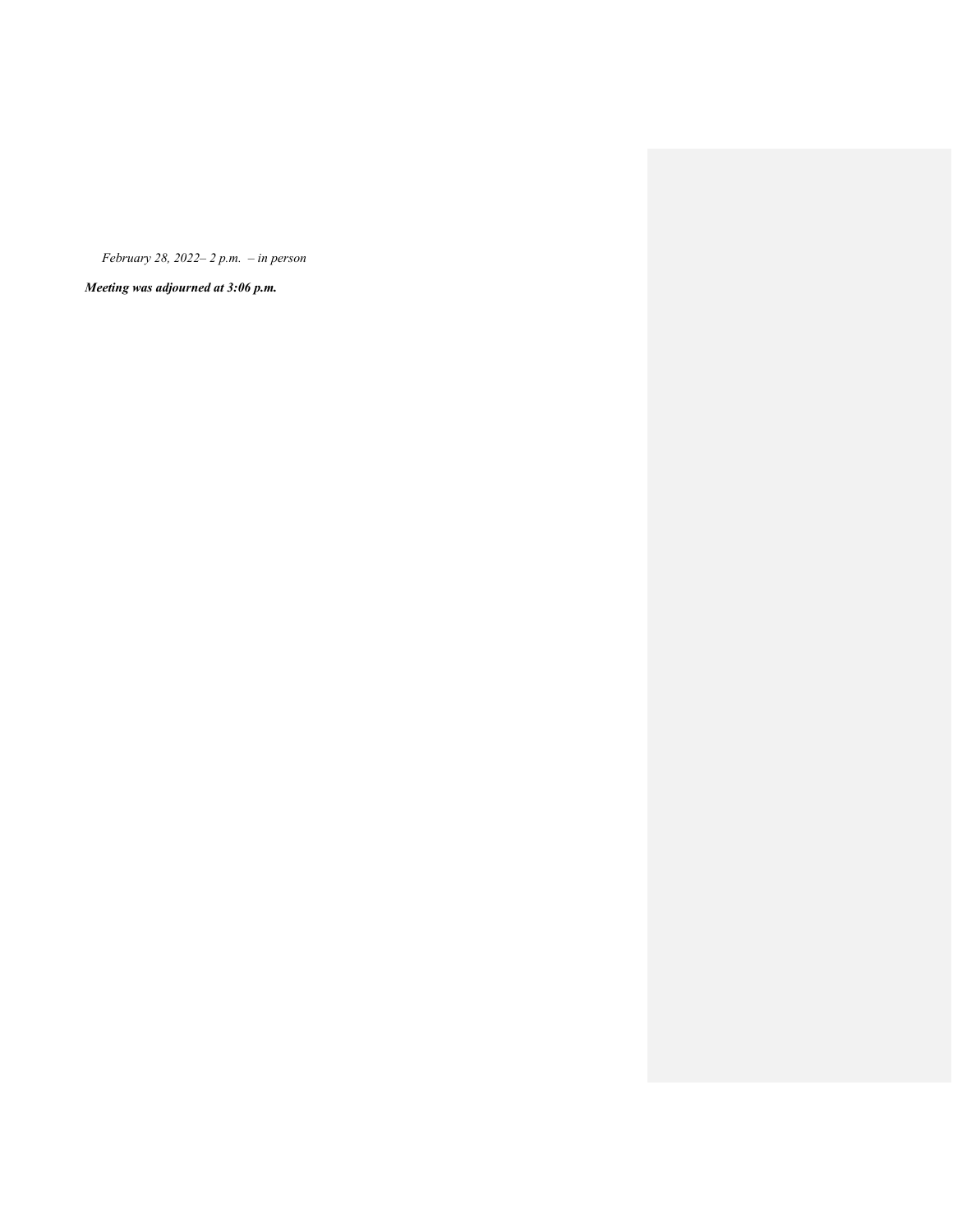*February 28, 2022– 2 p.m. – in person*

***Meeting was adjourned at 3:06 p.m.***